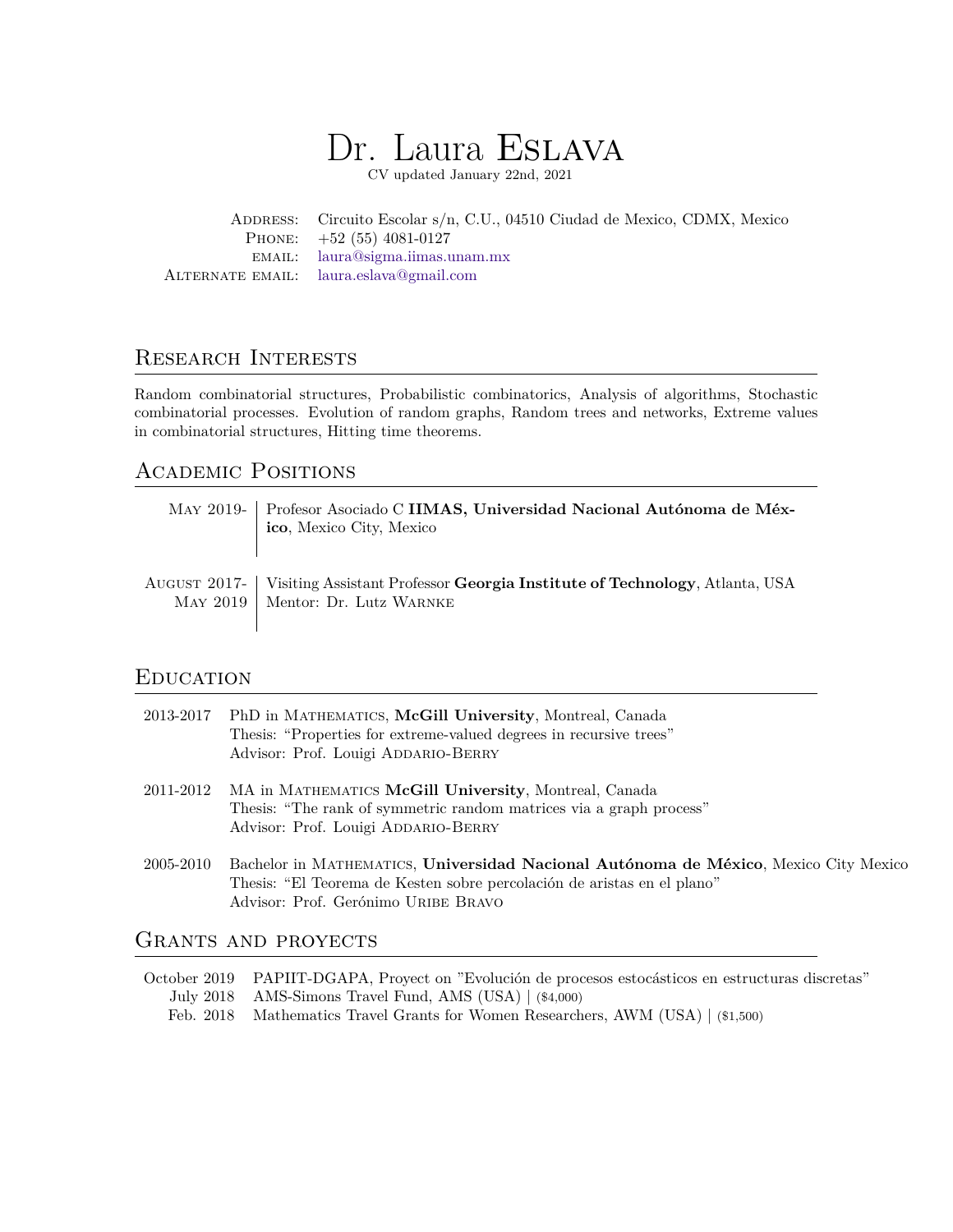# Dr. Laura Eslava

CV updated January 22nd, 2021

Address: Circuito Escolar s/n, C.U., 04510 Ciudad de Mexico, CDMX, Mexico
Phone: +52 (55) 4081-0127
email: laura@sigma.iimas.unam.mx
Alternate email: laura.eslava@gmail.com

## Research Interests

Random combinatorial structures, Probabilistic combinatorics, Analysis of algorithms, Stochastic combinatorial processes. Evolution of random graphs, Random trees and networks, Extreme values in combinatorial structures, Hitting time theorems.

## Academic Positions

**May 2019-** | Profesor Asociado C **IIMAS, Universidad Nacional Autónoma de México**, Mexico City, Mexico

**August 2017- May 2019** | Visiting Assistant Professor **Georgia Institute of Technology**, Atlanta, USA
Mentor: Dr. Lutz Warnke

## Education

**2013-2017** PhD in Mathematics, **McGill University**, Montreal, Canada
Thesis: "Properties for extreme-valued degrees in recursive trees"
Advisor: Prof. Louigi Addario-Berry

**2011-2012** MA in Mathematics **McGill University**, Montreal, Canada
Thesis: "The rank of symmetric random matrices via a graph process"
Advisor: Prof. Louigi Addario-Berry

**2005-2010** Bachelor in Mathematics, **Universidad Nacional Autónoma de México**, Mexico City Mexico
Thesis: "El Teorema de Kesten sobre percolación de aristas en el plano"
Advisor: Prof. Gerónimo Uribe Bravo

## Grants and proyects

- October 2019 PAPIIT-DGAPA, Proyect on "Evolución de procesos estocásticos en estructuras discretas"
- July 2018 AMS-Simons Travel Fund, AMS (USA) | ($4,000)
- Feb. 2018 Mathematics Travel Grants for Women Researchers, AWM (USA) | ($1,500)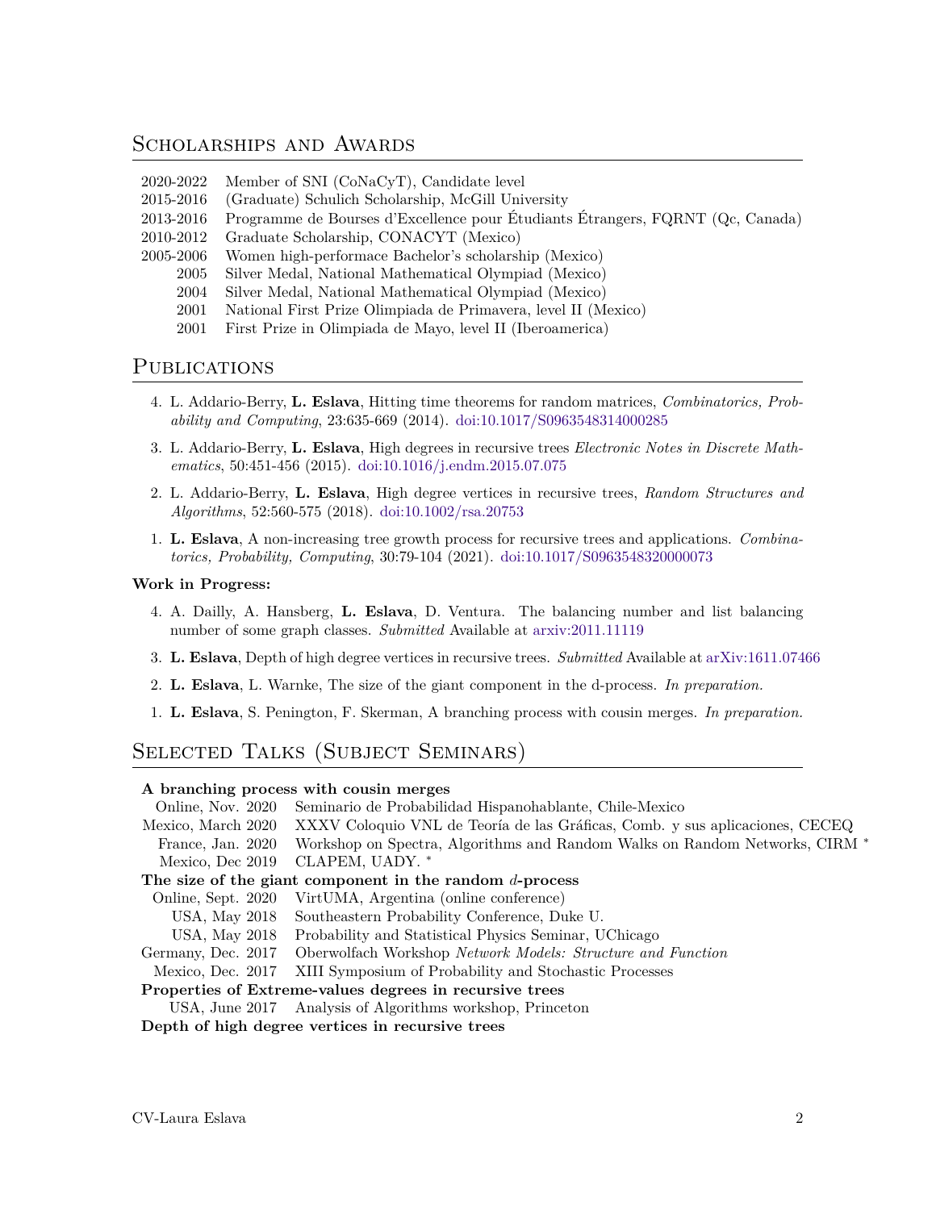## Scholarships and Awards

| | |
|---|---|
| 2020-2022 | Member of SNI (CoNaCyT), Candidate level |
| 2015-2016 | (Graduate) Schulich Scholarship, McGill University |
| 2013-2016 | Programme de Bourses d'Excellence pour Étudiants Étrangers, FQRNT (Qc, Canada) |
| 2010-2012 | Graduate Scholarship, CONACYT (Mexico) |
| 2005-2006 | Women high-performace Bachelor's scholarship (Mexico) |
| 2005 | Silver Medal, National Mathematical Olympiad (Mexico) |
| 2004 | Silver Medal, National Mathematical Olympiad (Mexico) |
| 2001 | National First Prize Olimpiada de Primavera, level II (Mexico) |
| 2001 | First Prize in Olimpiada de Mayo, level II (Iberoamerica) |

## Publications

4. L. Addario-Berry, **L. Eslava**, Hitting time theorems for random matrices, *Combinatorics, Probability and Computing*, 23:635-669 (2014). doi:10.1017/S0963548314000285

3. L. Addario-Berry, **L. Eslava**, High degrees in recursive trees *Electronic Notes in Discrete Mathematics*, 50:451-456 (2015). doi:10.1016/j.endm.2015.07.075

2. L. Addario-Berry, **L. Eslava**, High degree vertices in recursive trees, *Random Structures and Algorithms*, 52:560-575 (2018). doi:10.1002/rsa.20753

1. **L. Eslava**, A non-increasing tree growth process for recursive trees and applications. *Combinatorics, Probability, Computing*, 30:79-104 (2021). doi:10.1017/S0963548320000073

**Work in Progress:**

4. A. Dailly, A. Hansberg, **L. Eslava**, D. Ventura. The balancing number and list balancing number of some graph classes. *Submitted* Available at arxiv:2011.11119

3. **L. Eslava**, Depth of high degree vertices in recursive trees. *Submitted* Available at arXiv:1611.07466

2. **L. Eslava**, L. Warnke, The size of the giant component in the d-process. *In preparation.*

1. **L. Eslava**, S. Penington, F. Skerman, A branching process with cousin merges. *In preparation.*

## Selected Talks (Subject Seminars)

**A branching process with cousin merges**

| | |
|---|---|
| Online, Nov. 2020 | Seminario de Probabilidad Hispanohablante, Chile-Mexico |
| Mexico, March 2020 | XXXV Coloquio VNL de Teoría de las Gráficas, Comb. y sus aplicaciones, CECEQ |
| France, Jan. 2020 | Workshop on Spectra, Algorithms and Random Walks on Random Networks, CIRM * |
| Mexico, Dec 2019 | CLAPEM, UADY. * |

**The size of the giant component in the random $d$-process**

| | |
|---|---|
| Online, Sept. 2020 | VirtUMA, Argentina (online conference) |
| USA, May 2018 | Southeastern Probability Conference, Duke U. |
| USA, May 2018 | Probability and Statistical Physics Seminar, UChicago |
| Germany, Dec. 2017 | Oberwolfach Workshop *Network Models: Structure and Function* |
| Mexico, Dec. 2017 | XIII Symposium of Probability and Stochastic Processes |

**Properties of Extreme-values degrees in recursive trees**

| | |
|---|---|
| USA, June 2017 | Analysis of Algorithms workshop, Princeton |

**Depth of high degree vertices in recursive trees**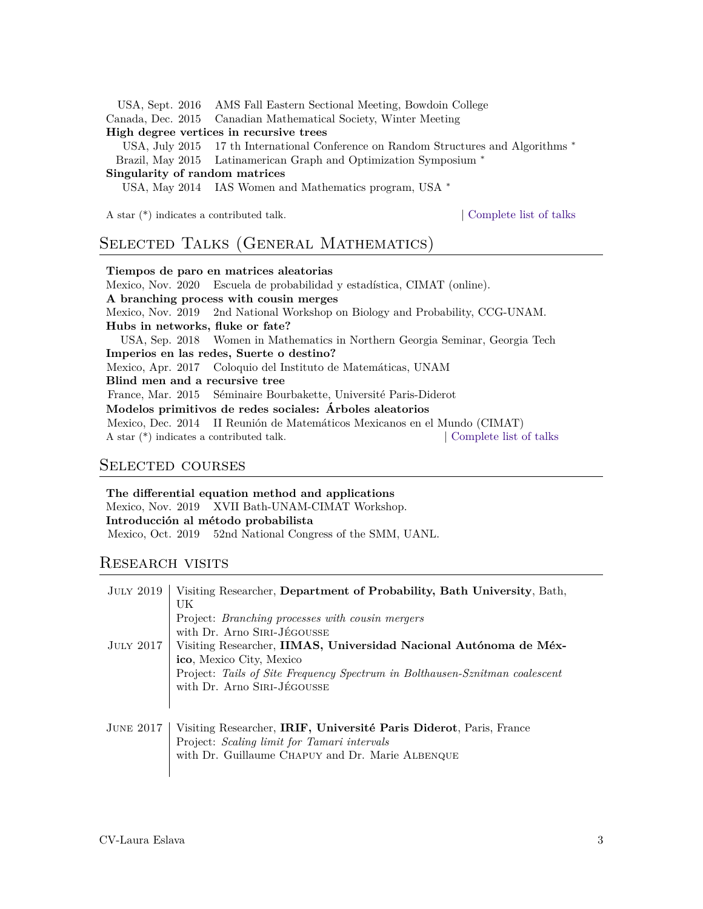USA, Sept. 2016 AMS Fall Eastern Sectional Meeting, Bowdoin College
Canada, Dec. 2015 Canadian Mathematical Society, Winter Meeting

**High degree vertices in recursive trees**

USA, July 2015 17 th International Conference on Random Structures and Algorithms *
Brazil, May 2015 Latinamerican Graph and Optimization Symposium *

**Singularity of random matrices**

USA, May 2014 IAS Women and Mathematics program, USA *

A star (*) indicates a contributed talk. | Complete list of talks

## Selected Talks (General Mathematics)

**Tiempos de paro en matrices aleatorias**
Mexico, Nov. 2020 Escuela de probabilidad y estadística, CIMAT (online).

**A branching process with cousin merges**
Mexico, Nov. 2019 2nd National Workshop on Biology and Probability, CCG-UNAM.

**Hubs in networks, fluke or fate?**
USA, Sep. 2018 Women in Mathematics in Northern Georgia Seminar, Georgia Tech

**Imperios en las redes, Suerte o destino?**
Mexico, Apr. 2017 Coloquio del Instituto de Matemáticas, UNAM

**Blind men and a recursive tree**
France, Mar. 2015 Séminaire Bourbakette, Université Paris-Diderot

**Modelos primitivos de redes sociales: Árboles aleatorios**
Mexico, Dec. 2014 II Reunión de Matemáticos Mexicanos en el Mundo (CIMAT)

A star (*) indicates a contributed talk. | Complete list of talks

## Selected courses

**The differential equation method and applications**
Mexico, Nov. 2019 XVII Bath-UNAM-CIMAT Workshop.

**Introducción al método probabilista**
Mexico, Oct. 2019 52nd National Congress of the SMM, UANL.

## Research visits

**July 2019** | Visiting Researcher, **Department of Probability, Bath University**, Bath, UK
Project: *Branching processes with cousin mergers*
with Dr. Arno Siri-Jégousse

**July 2017** | Visiting Researcher, **IIMAS, Universidad Nacional Autónoma de México**, Mexico City, Mexico
Project: *Tails of Site Frequency Spectrum in Bolthausen-Sznitman coalescent*
with Dr. Arno Siri-Jégousse

**June 2017** | Visiting Researcher, **IRIF, Université Paris Diderot**, Paris, France
Project: *Scaling limit for Tamari intervals*
with Dr. Guillaume Chapuy and Dr. Marie Albenque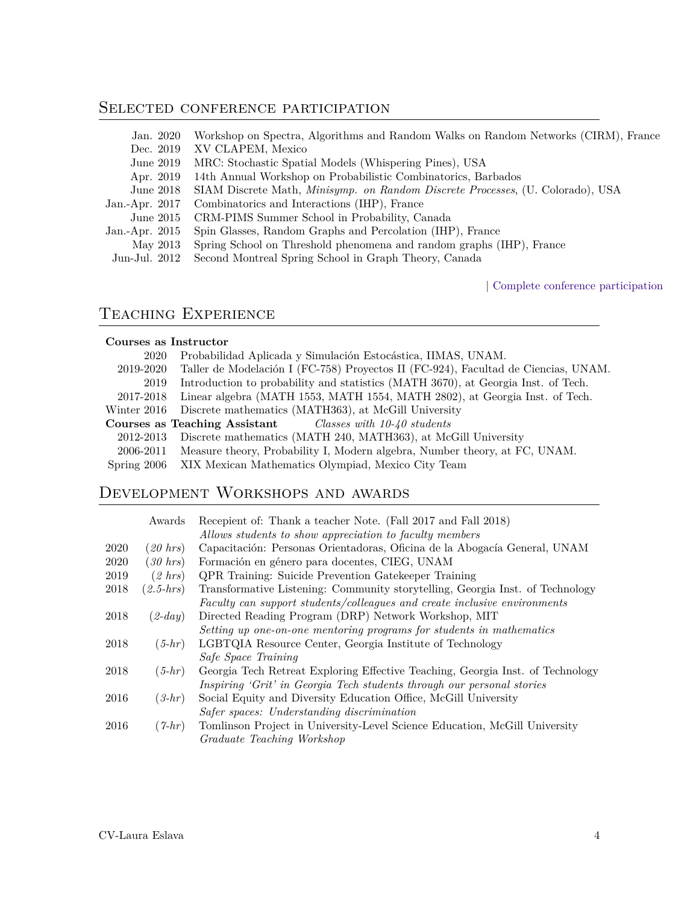## Selected conference participation

| | |
|---|---|
| Jan. 2020 | Workshop on Spectra, Algorithms and Random Walks on Random Networks (CIRM), France |
| Dec. 2019 | XV CLAPEM, Mexico |
| June 2019 | MRC: Stochastic Spatial Models (Whispering Pines), USA |
| Apr. 2019 | 14th Annual Workshop on Probabilistic Combinatorics, Barbados |
| June 2018 | SIAM Discrete Math, *Minisymp. on Random Discrete Processes*, (U. Colorado), USA |
| Jan.-Apr. 2017 | Combinatorics and Interactions (IHP), France |
| June 2015 | CRM-PIMS Summer School in Probability, Canada |
| Jan.-Apr. 2015 | Spin Glasses, Random Graphs and Percolation (IHP), France |
| May 2013 | Spring School on Threshold phenomena and random graphs (IHP), France |
| Jun-Jul. 2012 | Second Montreal Spring School in Graph Theory, Canada |

| Complete conference participation

## Teaching Experience

**Courses as Instructor**

| | |
|---|---|
| 2020 | Probabilidad Aplicada y Simulación Estocástica, IIMAS, UNAM. |
| 2019-2020 | Taller de Modelación I (FC-758) Proyectos II (FC-924), Facultad de Ciencias, UNAM. |
| 2019 | Introduction to probability and statistics (MATH 3670), at Georgia Inst. of Tech. |
| 2017-2018 | Linear algebra (MATH 1553, MATH 1554, MATH 2802), at Georgia Inst. of Tech. |
| Winter 2016 | Discrete mathematics (MATH363), at McGill University |

**Courses as Teaching Assistant** *Classes with 10-40 students*

| | |
|---|---|
| 2012-2013 | Discrete mathematics (MATH 240, MATH363), at McGill University |
| 2006-2011 | Measure theory, Probability I, Modern algebra, Number theory, at FC, UNAM. |
| Spring 2006 | XIX Mexican Mathematics Olympiad, Mexico City Team |

## Development Workshops and awards

| | | |
|---|---|---|
| | Awards | Recepient of: Thank a teacher Note. (Fall 2017 and Fall 2018)<br>*Allows students to show appreciation to faculty members* |
| 2020 | *(20 hrs)* | Capacitación: Personas Orientadoras, Oficina de la Abogacía General, UNAM |
| 2020 | *(30 hrs)* | Formación en género para docentes, CIEG, UNAM |
| 2019 | *(2 hrs)* | QPR Training: Suicide Prevention Gatekeeper Training |
| 2018 | *(2.5-hrs)* | Transformative Listening: Community storytelling, Georgia Inst. of Technology<br>*Faculty can support students/colleagues and create inclusive environments* |
| 2018 | *(2-day)* | Directed Reading Program (DRP) Network Workshop, MIT<br>*Setting up one-on-one mentoring programs for students in mathematics* |
| 2018 | *(5-hr)* | LGBTQIA Resource Center, Georgia Institute of Technology<br>*Safe Space Training* |
| 2018 | *(5-hr)* | Georgia Tech Retreat Exploring Effective Teaching, Georgia Inst. of Technology<br>*Inspiring 'Grit' in Georgia Tech students through our personal stories* |
| 2016 | *(3-hr)* | Social Equity and Diversity Education Office, McGill University<br>*Safer spaces: Understanding discrimination* |
| 2016 | *(7-hr)* | Tomlinson Project in University-Level Science Education, McGill University<br>*Graduate Teaching Workshop* |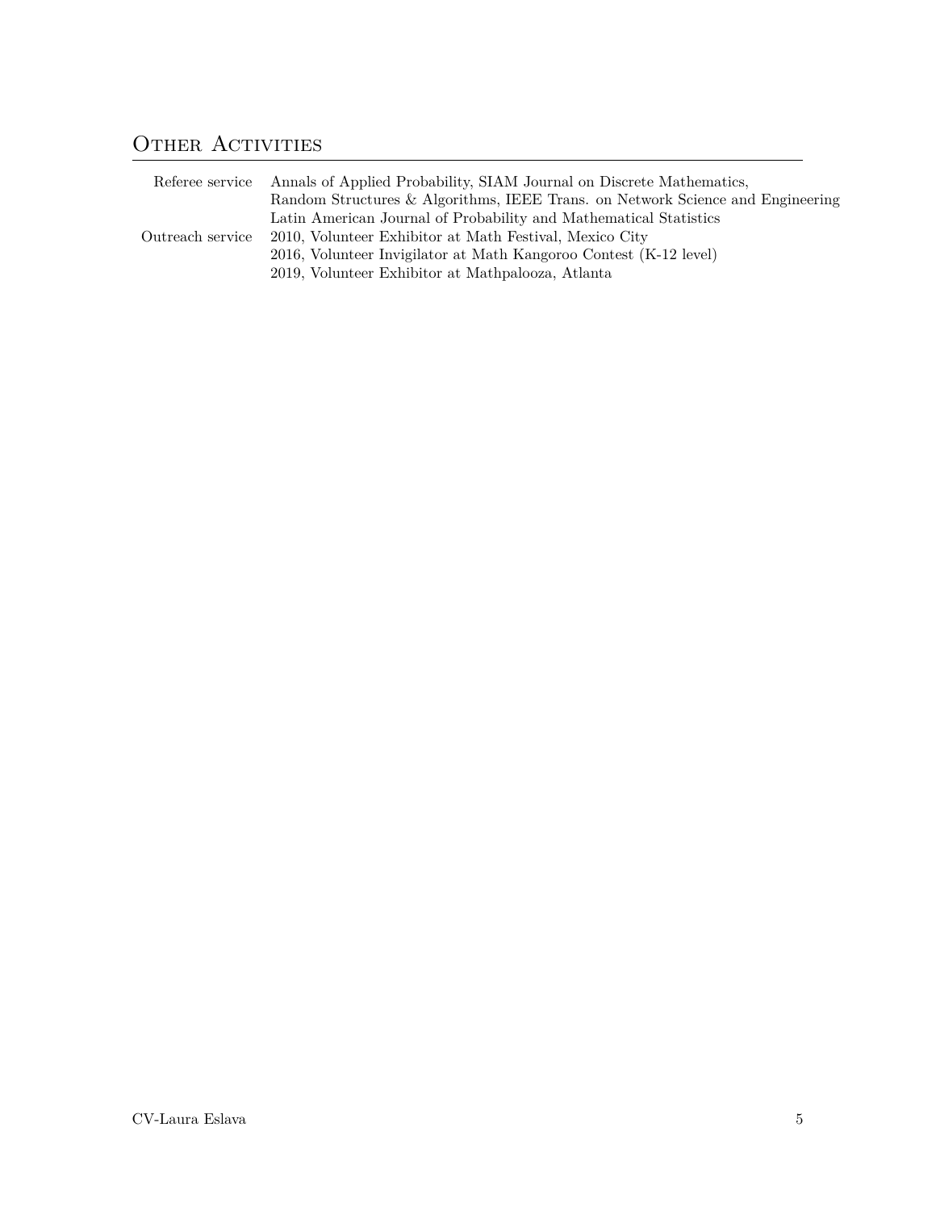## Other Activities

| | |
|---|---|
| Referee service | Annals of Applied Probability, SIAM Journal on Discrete Mathematics, Random Structures & Algorithms, IEEE Trans. on Network Science and Engineering Latin American Journal of Probability and Mathematical Statistics |
| Outreach service | 2010, Volunteer Exhibitor at Math Festival, Mexico City<br>2016, Volunteer Invigilator at Math Kangoroo Contest (K-12 level)<br>2019, Volunteer Exhibitor at Mathpalooza, Atlanta |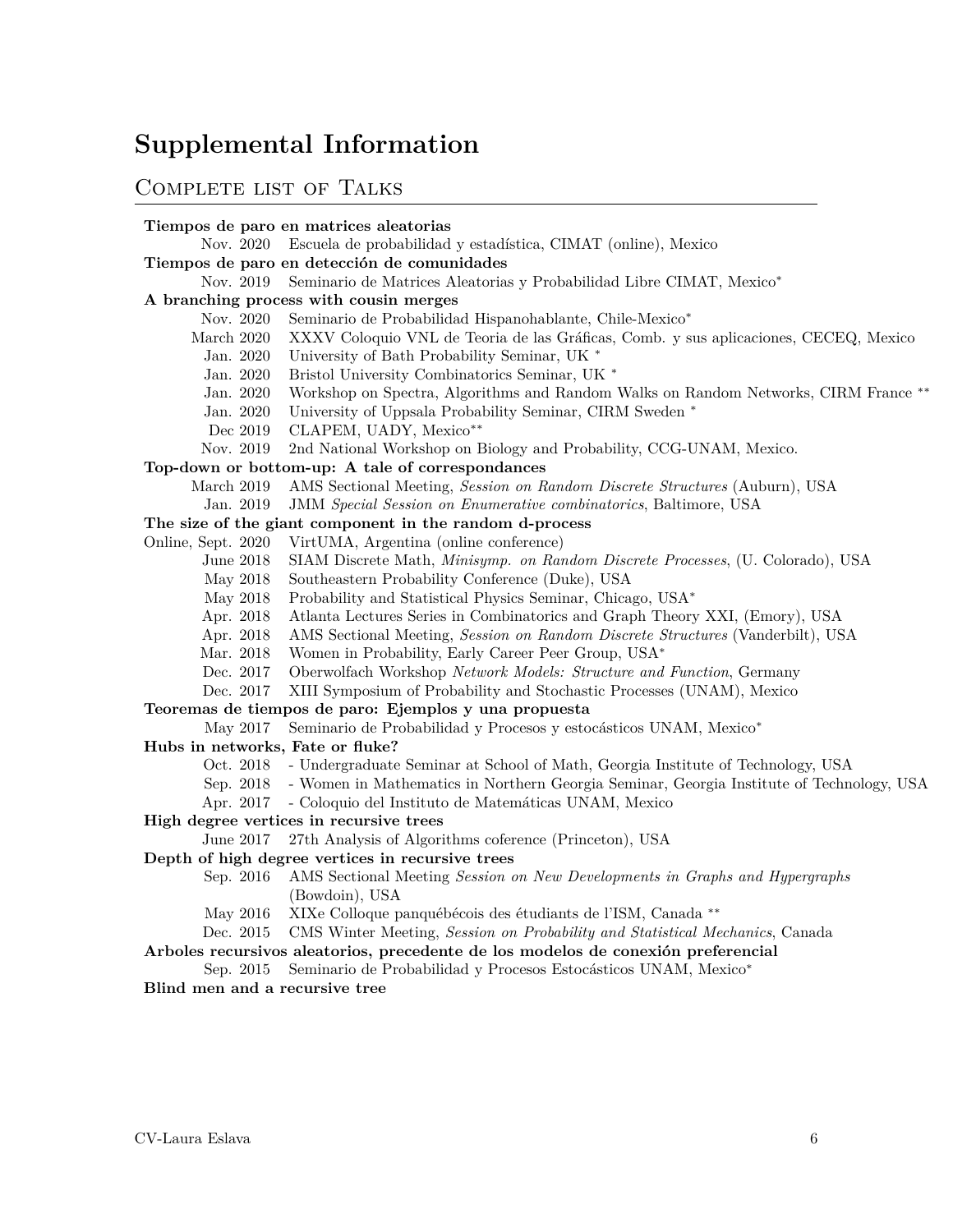# Supplemental Information

## Complete list of Talks

**Tiempos de paro en matrices aleatorias**

- Nov. 2020 Escuela de probabilidad y estadística, CIMAT (online), Mexico

**Tiempos de paro en detección de comunidades**

- Nov. 2019 Seminario de Matrices Aleatorias y Probabilidad Libre CIMAT, Mexico*

**A branching process with cousin merges**

- Nov. 2020 Seminario de Probabilidad Hispanohablante, Chile-Mexico*
- March 2020 XXXV Coloquio VNL de Teoria de las Gráficas, Comb. y sus aplicaciones, CECEQ, Mexico
- Jan. 2020 University of Bath Probability Seminar, UK *
- Jan. 2020 Bristol University Combinatorics Seminar, UK *
- Jan. 2020 Workshop on Spectra, Algorithms and Random Walks on Random Networks, CIRM France **
- Jan. 2020 University of Uppsala Probability Seminar, CIRM Sweden *
- Dec 2019 CLAPEM, UADY, Mexico**
- Nov. 2019 2nd National Workshop on Biology and Probability, CCG-UNAM, Mexico.

**Top-down or bottom-up: A tale of correspondances**

- March 2019 AMS Sectional Meeting, *Session on Random Discrete Structures* (Auburn), USA
- Jan. 2019 JMM *Special Session on Enumerative combinatorics*, Baltimore, USA

**The size of the giant component in the random d-process**

- Online, Sept. 2020 VirtUMA, Argentina (online conference)
- June 2018 SIAM Discrete Math, *Minisymp. on Random Discrete Processes*, (U. Colorado), USA
- May 2018 Southeastern Probability Conference (Duke), USA
- May 2018 Probability and Statistical Physics Seminar, Chicago, USA*
- Apr. 2018 Atlanta Lectures Series in Combinatorics and Graph Theory XXI, (Emory), USA
- Apr. 2018 AMS Sectional Meeting, *Session on Random Discrete Structures* (Vanderbilt), USA
- Mar. 2018 Women in Probability, Early Career Peer Group, USA*
- Dec. 2017 Oberwolfach Workshop *Network Models: Structure and Function*, Germany
- Dec. 2017 XIII Symposium of Probability and Stochastic Processes (UNAM), Mexico

**Teoremas de tiempos de paro: Ejemplos y una propuesta**

- May 2017 Seminario de Probabilidad y Procesos y estocásticos UNAM, Mexico*

**Hubs in networks, Fate or fluke?**

- Oct. 2018 - Undergraduate Seminar at School of Math, Georgia Institute of Technology, USA
- Sep. 2018 - Women in Mathematics in Northern Georgia Seminar, Georgia Institute of Technology, USA
- Apr. 2017 - Coloquio del Instituto de Matemáticas UNAM, Mexico

**High degree vertices in recursive trees**

- June 2017 27th Analysis of Algorithms coference (Princeton), USA

**Depth of high degree vertices in recursive trees**

- Sep. 2016 AMS Sectional Meeting *Session on New Developments in Graphs and Hypergraphs* (Bowdoin), USA
- May 2016 XIXe Colloque panquébécois des étudiants de l'ISM, Canada **
- Dec. 2015 CMS Winter Meeting, *Session on Probability and Statistical Mechanics*, Canada

**Arboles recursivos aleatorios, precedente de los modelos de conexión preferencial**

- Sep. 2015 Seminario de Probabilidad y Procesos Estocásticos UNAM, Mexico*

**Blind men and a recursive tree**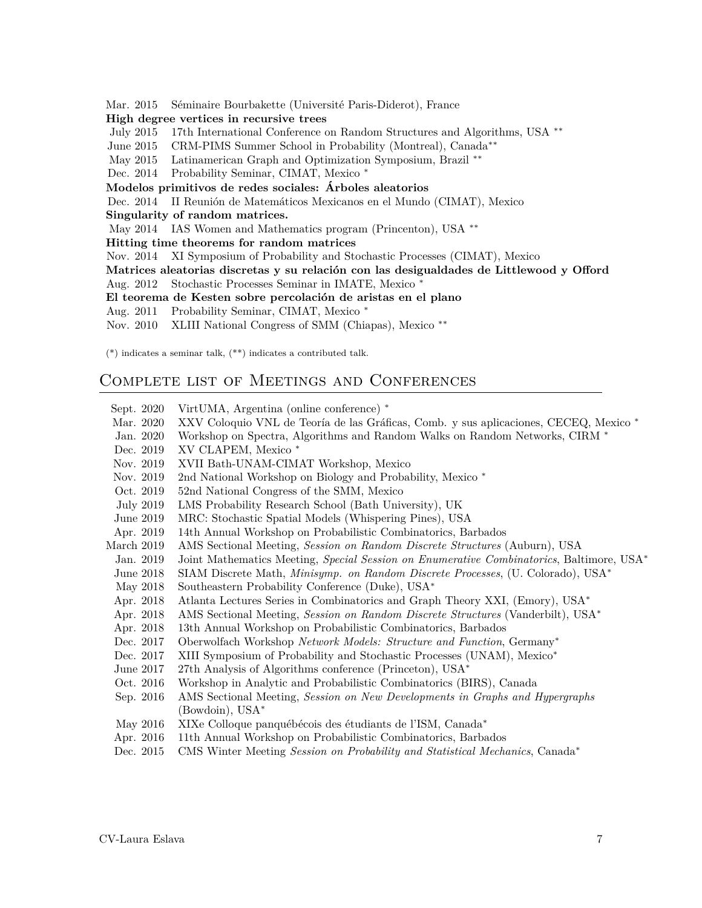Mar. 2015 Séminaire Bourbakette (Université Paris-Diderot), France

**High degree vertices in recursive trees**

July 2015 17th International Conference on Random Structures and Algorithms, USA **

June 2015 CRM-PIMS Summer School in Probability (Montreal), Canada**

May 2015 Latinamerican Graph and Optimization Symposium, Brazil **

Dec. 2014 Probability Seminar, CIMAT, Mexico *

**Modelos primitivos de redes sociales: Árboles aleatorios**

Dec. 2014 II Reunión de Matemáticos Mexicanos en el Mundo (CIMAT), Mexico

**Singularity of random matrices.**

May 2014 IAS Women and Mathematics program (Princenton), USA **

**Hitting time theorems for random matrices**

Nov. 2014 XI Symposium of Probability and Stochastic Processes (CIMAT), Mexico

**Matrices aleatorias discretas y su relación con las desigualdades de Littlewood y Offord**

Aug. 2012 Stochastic Processes Seminar in IMATE, Mexico *

**El teorema de Kesten sobre percolación de aristas en el plano**

Aug. 2011 Probability Seminar, CIMAT, Mexico *

Nov. 2010 XLIII National Congress of SMM (Chiapas), Mexico **

(*) indicates a seminar talk, (**) indicates a contributed talk.

## Complete list of Meetings and Conferences

Sept. 2020 VirtUMA, Argentina (online conference) *

Mar. 2020 XXV Coloquio VNL de Teoría de las Gráficas, Comb. y sus aplicaciones, CECEQ, Mexico *

Jan. 2020 Workshop on Spectra, Algorithms and Random Walks on Random Networks, CIRM *

Dec. 2019 XV CLAPEM, Mexico *

Nov. 2019 XVII Bath-UNAM-CIMAT Workshop, Mexico

Nov. 2019 2nd National Workshop on Biology and Probability, Mexico *

Oct. 2019 52nd National Congress of the SMM, Mexico

July 2019 LMS Probability Research School (Bath University), UK

June 2019 MRC: Stochastic Spatial Models (Whispering Pines), USA

Apr. 2019 14th Annual Workshop on Probabilistic Combinatorics, Barbados

March 2019 AMS Sectional Meeting, *Session on Random Discrete Structures* (Auburn), USA

Jan. 2019 Joint Mathematics Meeting, *Special Session on Enumerative Combinatorics*, Baltimore, USA*

June 2018 SIAM Discrete Math, *Minisymp. on Random Discrete Processes*, (U. Colorado), USA*

May 2018 Southeastern Probability Conference (Duke), USA*

Apr. 2018 Atlanta Lectures Series in Combinatorics and Graph Theory XXI, (Emory), USA*

Apr. 2018 AMS Sectional Meeting, *Session on Random Discrete Structures* (Vanderbilt), USA*

Apr. 2018 13th Annual Workshop on Probabilistic Combinatorics, Barbados

Dec. 2017 Oberwolfach Workshop *Network Models: Structure and Function*, Germany*

Dec. 2017 XIII Symposium of Probability and Stochastic Processes (UNAM), Mexico*

June 2017 27th Analysis of Algorithms conference (Princeton), USA*

Oct. 2016 Workshop in Analytic and Probabilistic Combinatorics (BIRS), Canada

Sep. 2016 AMS Sectional Meeting, *Session on New Developments in Graphs and Hypergraphs* (Bowdoin), USA*

May 2016 XIXe Colloque panquébécois des étudiants de l'ISM, Canada*

Apr. 2016 11th Annual Workshop on Probabilistic Combinatorics, Barbados

Dec. 2015 CMS Winter Meeting *Session on Probability and Statistical Mechanics*, Canada*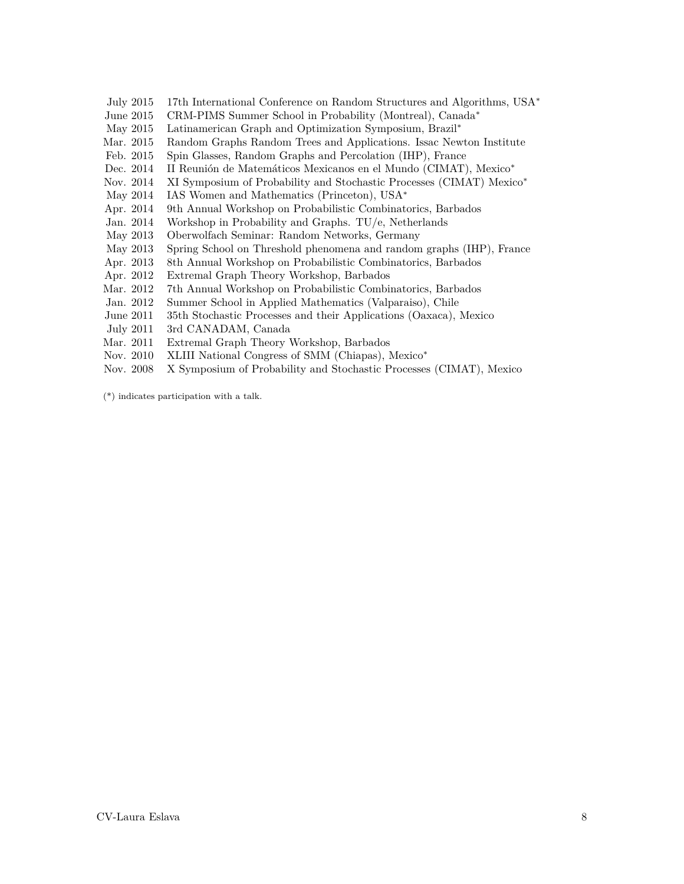| | |
|---|---|
| July 2015 | 17th International Conference on Random Structures and Algorithms, USA* |
| June 2015 | CRM-PIMS Summer School in Probability (Montreal), Canada* |
| May 2015 | Latinamerican Graph and Optimization Symposium, Brazil* |
| Mar. 2015 | Random Graphs Random Trees and Applications. Issac Newton Institute |
| Feb. 2015 | Spin Glasses, Random Graphs and Percolation (IHP), France |
| Dec. 2014 | II Reunión de Matemáticos Mexicanos en el Mundo (CIMAT), Mexico* |
| Nov. 2014 | XI Symposium of Probability and Stochastic Processes (CIMAT) Mexico* |
| May 2014 | IAS Women and Mathematics (Princeton), USA* |
| Apr. 2014 | 9th Annual Workshop on Probabilistic Combinatorics, Barbados |
| Jan. 2014 | Workshop in Probability and Graphs. TU/e, Netherlands |
| May 2013 | Oberwolfach Seminar: Random Networks, Germany |
| May 2013 | Spring School on Threshold phenomena and random graphs (IHP), France |
| Apr. 2013 | 8th Annual Workshop on Probabilistic Combinatorics, Barbados |
| Apr. 2012 | Extremal Graph Theory Workshop, Barbados |
| Mar. 2012 | 7th Annual Workshop on Probabilistic Combinatorics, Barbados |
| Jan. 2012 | Summer School in Applied Mathematics (Valparaiso), Chile |
| June 2011 | 35th Stochastic Processes and their Applications (Oaxaca), Mexico |
| July 2011 | 3rd CANADAM, Canada |
| Mar. 2011 | Extremal Graph Theory Workshop, Barbados |
| Nov. 2010 | XLIII National Congress of SMM (Chiapas), Mexico* |
| Nov. 2008 | X Symposium of Probability and Stochastic Processes (CIMAT), Mexico |

(*) indicates participation with a talk.